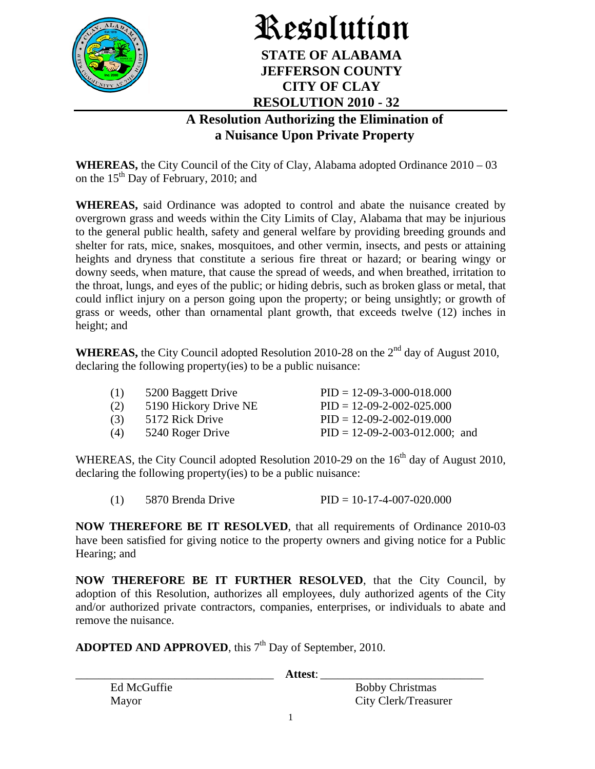# Resolution

**STATE OF ALABAMA**
**JEFFERSON COUNTY**
**CITY OF CLAY**
**RESOLUTION 2010 - 32**

## A Resolution Authorizing the Elimination of a Nuisance Upon Private Property

**WHEREAS,** the City Council of the City of Clay, Alabama adopted Ordinance 2010 – 03 on the 15th Day of February, 2010; and

**WHEREAS,** said Ordinance was adopted to control and abate the nuisance created by overgrown grass and weeds within the City Limits of Clay, Alabama that may be injurious to the general public health, safety and general welfare by providing breeding grounds and shelter for rats, mice, snakes, mosquitoes, and other vermin, insects, and pests or attaining heights and dryness that constitute a serious fire threat or hazard; or bearing wingy or downy seeds, when mature, that cause the spread of weeds, and when breathed, irritation to the throat, lungs, and eyes of the public; or hiding debris, such as broken glass or metal, that could inflict injury on a person going upon the property; or being unsightly; or growth of grass or weeds, other than ornamental plant growth, that exceeds twelve (12) inches in height; and

**WHEREAS,** the City Council adopted Resolution 2010-28 on the 2nd day of August 2010, declaring the following property(ies) to be a public nuisance:

| | | |
|---|---|---|
| (1) | 5200 Baggett Drive | PID = 12-09-3-000-018.000 |
| (2) | 5190 Hickory Drive NE | PID = 12-09-2-002-025.000 |
| (3) | 5172 Rick Drive | PID = 12-09-2-002-019.000 |
| (4) | 5240 Roger Drive | PID = 12-09-2-003-012.000; and |

WHEREAS, the City Council adopted Resolution 2010-29 on the 16th day of August 2010, declaring the following property(ies) to be a public nuisance:

| | | |
|---|---|---|
| (1) | 5870 Brenda Drive | PID = 10-17-4-007-020.000 |

**NOW THEREFORE BE IT RESOLVED**, that all requirements of Ordinance 2010-03 have been satisfied for giving notice to the property owners and giving notice for a Public Hearing; and

**NOW THEREFORE BE IT FURTHER RESOLVED**, that the City Council, by adoption of this Resolution, authorizes all employees, duly authorized agents of the City and/or authorized private contractors, companies, enterprises, or individuals to abate and remove the nuisance.

**ADOPTED AND APPROVED**, this 7th Day of September, 2010.

_________________________________ **Attest**: ___________________________

Ed McGuffie
Mayor

Bobby Christmas
City Clerk/Treasurer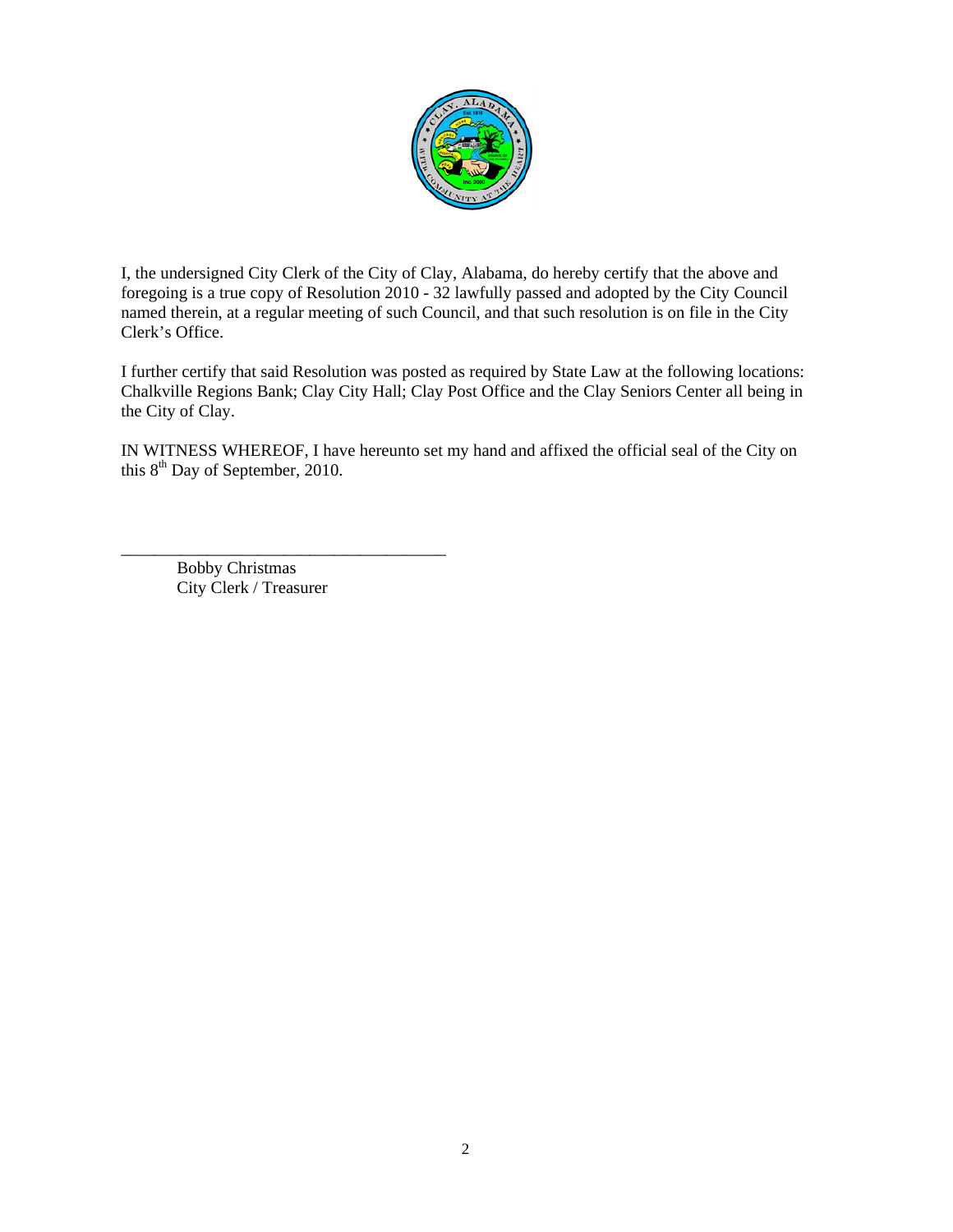I, the undersigned City Clerk of the City of Clay, Alabama, do hereby certify that the above and foregoing is a true copy of Resolution 2010 - 32 lawfully passed and adopted by the City Council named therein, at a regular meeting of such Council, and that such resolution is on file in the City Clerk's Office.

I further certify that said Resolution was posted as required by State Law at the following locations: Chalkville Regions Bank; Clay City Hall; Clay Post Office and the Clay Seniors Center all being in the City of Clay.

IN WITNESS WHEREOF, I have hereunto set my hand and affixed the official seal of the City on this 8th Day of September, 2010.

\_\_\_\_\_\_\_\_\_\_\_\_\_\_\_\_\_\_\_\_\_\_\_\_\_\_\_\_\_\_\_\_\_\_\_\_\_\_

Bobby Christmas
City Clerk / Treasurer